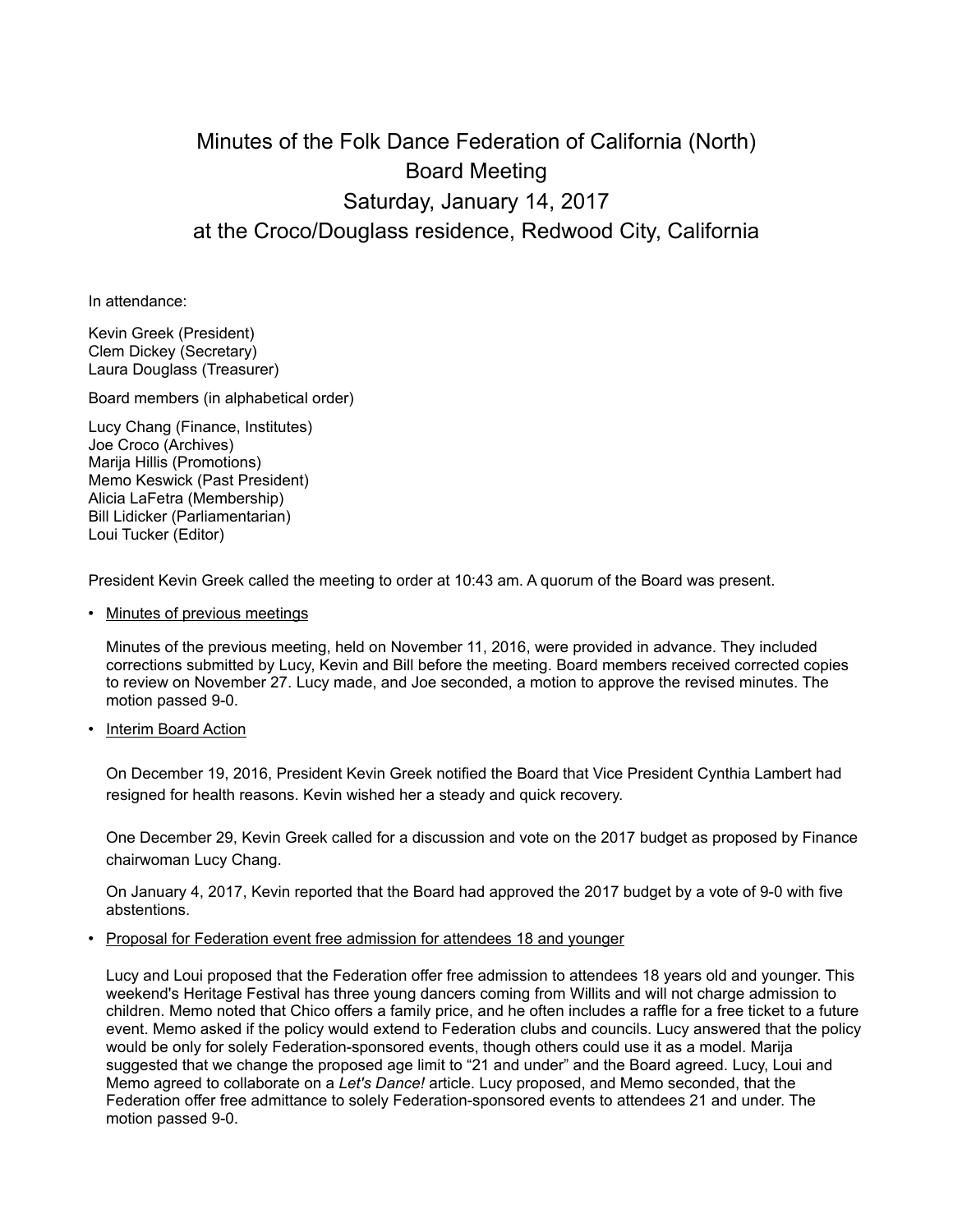# Minutes of the Folk Dance Federation of California (North) Board Meeting

## Saturday, January 14, 2017

## at the Croco/Douglass residence, Redwood City, California

In attendance:

Kevin Greek (President)
Clem Dickey (Secretary)
Laura Douglass (Treasurer)

Board members (in alphabetical order)

Lucy Chang (Finance, Institutes)
Joe Croco (Archives)
Marija Hillis (Promotions)
Memo Keswick (Past President)
Alicia LaFetra (Membership)
Bill Lidicker (Parliamentarian)
Loui Tucker (Editor)

President Kevin Greek called the meeting to order at 10:43 am. A quorum of the Board was present.

- Minutes of previous meetings

  Minutes of the previous meeting, held on November 11, 2016, were provided in advance. They included corrections submitted by Lucy, Kevin and Bill before the meeting. Board members received corrected copies to review on November 27. Lucy made, and Joe seconded, a motion to approve the revised minutes. The motion passed 9-0.

- Interim Board Action

  On December 19, 2016, President Kevin Greek notified the Board that Vice President Cynthia Lambert had resigned for health reasons. Kevin wished her a steady and quick recovery.

  One December 29, Kevin Greek called for a discussion and vote on the 2017 budget as proposed by Finance chairwoman Lucy Chang.

  On January 4, 2017, Kevin reported that the Board had approved the 2017 budget by a vote of 9-0 with five abstentions.

- Proposal for Federation event free admission for attendees 18 and younger

  Lucy and Loui proposed that the Federation offer free admission to attendees 18 years old and younger. This weekend's Heritage Festival has three young dancers coming from Willits and will not charge admission to children. Memo noted that Chico offers a family price, and he often includes a raffle for a free ticket to a future event. Memo asked if the policy would extend to Federation clubs and councils. Lucy answered that the policy would be only for solely Federation-sponsored events, though others could use it as a model. Marija suggested that we change the proposed age limit to "21 and under" and the Board agreed. Lucy, Loui and Memo agreed to collaborate on a *Let's Dance!* article. Lucy proposed, and Memo seconded, that the Federation offer free admittance to solely Federation-sponsored events to attendees 21 and under. The motion passed 9-0.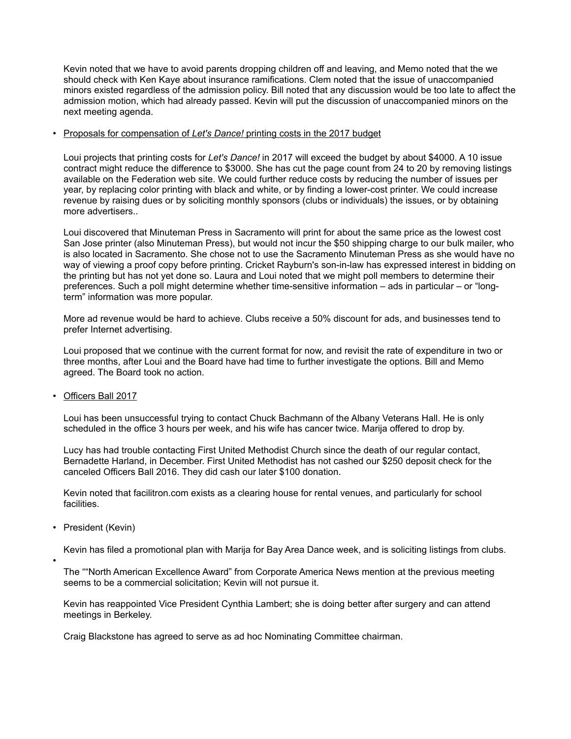Kevin noted that we have to avoid parents dropping children off and leaving, and Memo noted that the we should check with Ken Kaye about insurance ramifications. Clem noted that the issue of unaccompanied minors existed regardless of the admission policy. Bill noted that any discussion would be too late to affect the admission motion, which had already passed. Kevin will put the discussion of unaccompanied minors on the next meeting agenda.

- <u>Proposals for compensation of *Let's Dance!* printing costs in the 2017 budget</u>

  Loui projects that printing costs for *Let's Dance!* in 2017 will exceed the budget by about $4000. A 10 issue contract might reduce the difference to $3000. She has cut the page count from 24 to 20 by removing listings available on the Federation web site. We could further reduce costs by reducing the number of issues per year, by replacing color printing with black and white, or by finding a lower-cost printer. We could increase revenue by raising dues or by soliciting monthly sponsors (clubs or individuals) the issues, or by obtaining more advertisers..

  Loui discovered that Minuteman Press in Sacramento will print for about the same price as the lowest cost San Jose printer (also Minuteman Press), but would not incur the $50 shipping charge to our bulk mailer, who is also located in Sacramento. She chose not to use the Sacramento Minuteman Press as she would have no way of viewing a proof copy before printing. Cricket Rayburn's son-in-law has expressed interest in bidding on the printing but has not yet done so. Laura and Loui noted that we might poll members to determine their preferences. Such a poll might determine whether time-sensitive information – ads in particular – or "long-term" information was more popular.

  More ad revenue would be hard to achieve. Clubs receive a 50% discount for ads, and businesses tend to prefer Internet advertising.

  Loui proposed that we continue with the current format for now, and revisit the rate of expenditure in two or three months, after Loui and the Board have had time to further investigate the options. Bill and Memo agreed. The Board took no action.

- <u>Officers Ball 2017</u>

  Loui has been unsuccessful trying to contact Chuck Bachmann of the Albany Veterans Hall. He is only scheduled in the office 3 hours per week, and his wife has cancer twice. Marija offered to drop by.

  Lucy has had trouble contacting First United Methodist Church since the death of our regular contact, Bernadette Harland, in December. First United Methodist has not cashed our $250 deposit check for the canceled Officers Ball 2016. They did cash our later $100 donation.

  Kevin noted that facilitron.com exists as a clearing house for rental venues, and particularly for school facilities.

- President (Kevin)

  Kevin has filed a promotional plan with Marija for Bay Area Dance week, and is soliciting listings from clubs.

-

  The ""North American Excellence Award" from Corporate America News mention at the previous meeting seems to be a commercial solicitation; Kevin will not pursue it.

  Kevin has reappointed Vice President Cynthia Lambert; she is doing better after surgery and can attend meetings in Berkeley.

  Craig Blackstone has agreed to serve as ad hoc Nominating Committee chairman.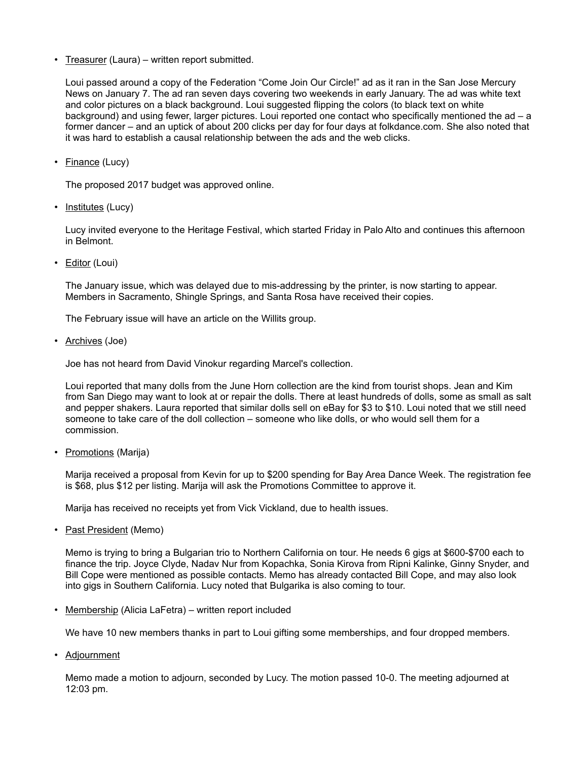- <u>Treasurer</u> (Laura) – written report submitted.

  Loui passed around a copy of the Federation "Come Join Our Circle!" ad as it ran in the San Jose Mercury News on January 7. The ad ran seven days covering two weekends in early January. The ad was white text and color pictures on a black background. Loui suggested flipping the colors (to black text on white background) and using fewer, larger pictures. Loui reported one contact who specifically mentioned the ad – a former dancer – and an uptick of about 200 clicks per day for four days at folkdance.com. She also noted that it was hard to establish a causal relationship between the ads and the web clicks.

- <u>Finance</u> (Lucy)

  The proposed 2017 budget was approved online.

- <u>Institutes</u> (Lucy)

  Lucy invited everyone to the Heritage Festival, which started Friday in Palo Alto and continues this afternoon in Belmont.

- <u>Editor</u> (Loui)

  The January issue, which was delayed due to mis-addressing by the printer, is now starting to appear. Members in Sacramento, Shingle Springs, and Santa Rosa have received their copies.

  The February issue will have an article on the Willits group.

- <u>Archives</u> (Joe)

  Joe has not heard from David Vinokur regarding Marcel's collection.

  Loui reported that many dolls from the June Horn collection are the kind from tourist shops. Jean and Kim from San Diego may want to look at or repair the dolls. There at least hundreds of dolls, some as small as salt and pepper shakers. Laura reported that similar dolls sell on eBay for $3 to $10. Loui noted that we still need someone to take care of the doll collection – someone who like dolls, or who would sell them for a commission.

- <u>Promotions</u> (Marija)

  Marija received a proposal from Kevin for up to $200 spending for Bay Area Dance Week. The registration fee is $68, plus $12 per listing. Marija will ask the Promotions Committee to approve it.

  Marija has received no receipts yet from Vick Vickland, due to health issues.

- <u>Past President</u> (Memo)

  Memo is trying to bring a Bulgarian trio to Northern California on tour. He needs 6 gigs at $600-$700 each to finance the trip. Joyce Clyde, Nadav Nur from Kopachka, Sonia Kirova from Ripni Kalinke, Ginny Snyder, and Bill Cope were mentioned as possible contacts. Memo has already contacted Bill Cope, and may also look into gigs in Southern California. Lucy noted that Bulgarika is also coming to tour.

- <u>Membership</u> (Alicia LaFetra) – written report included

  We have 10 new members thanks in part to Loui gifting some memberships, and four dropped members.

- <u>Adjournment</u>

  Memo made a motion to adjourn, seconded by Lucy. The motion passed 10-0. The meeting adjourned at 12:03 pm.